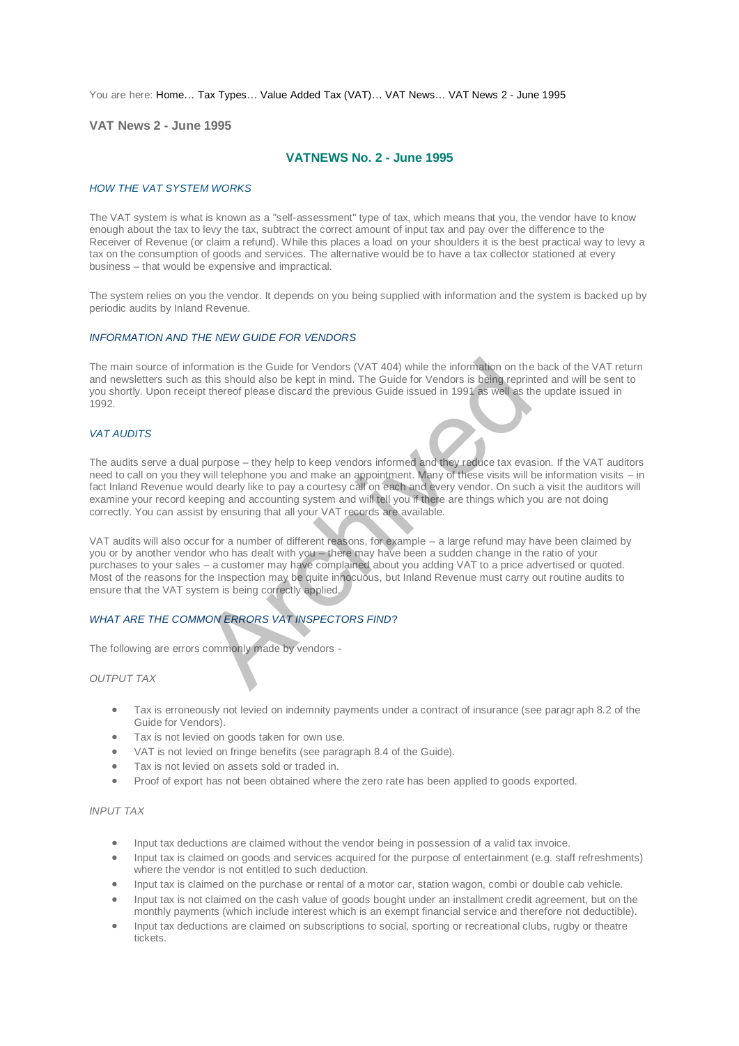You are here: Home… Tax Types… Value Added Tax (VAT)… VAT News… VAT News 2 - June 1995

## VAT News 2 - June 1995

# VATNEWS No. 2 - June 1995

*HOW THE VAT SYSTEM WORKS*

The VAT system is what is known as a "self-assessment" type of tax, which means that you, the vendor have to know enough about the tax to levy the tax, subtract the correct amount of input tax and pay over the difference to the Receiver of Revenue (or claim a refund). While this places a load on your shoulders it is the best practical way to levy a tax on the consumption of goods and services. The alternative would be to have a tax collector stationed at every business – that would be expensive and impractical.

The system relies on you the vendor. It depends on you being supplied with information and the system is backed up by periodic audits by Inland Revenue.

*INFORMATION AND THE NEW GUIDE FOR VENDORS*

The main source of information is the Guide for Vendors (VAT 404) while the information on the back of the VAT return and newsletters such as this should also be kept in mind. The Guide for Vendors is being reprinted and will be sent to you shortly. Upon receipt thereof please discard the previous Guide issued in 1991 as well as the update issued in 1992.

*VAT AUDITS*

The audits serve a dual purpose – they help to keep vendors informed and they reduce tax evasion. If the VAT auditors need to call on you they will telephone you and make an appointment. Many of these visits will be information visits – in fact Inland Revenue would dearly like to pay a courtesy call on each and every vendor. On such a visit the auditors will examine your record keeping and accounting system and will tell you if there are things which you are not doing correctly. You can assist by ensuring that all your VAT records are available.

VAT audits will also occur for a number of different reasons, for example – a large refund may have been claimed by you or by another vendor who has dealt with you – there may have been a sudden change in the ratio of your purchases to your sales – a customer may have complained about you adding VAT to a price advertised or quoted. Most of the reasons for the Inspection may be quite innocuous, but Inland Revenue must carry out routine audits to ensure that the VAT system is being correctly applied.

*WHAT ARE THE COMMON ERRORS VAT INSPECTORS FIND?*

The following are errors commonly made by vendors -

*OUTPUT TAX*

- Tax is erroneously not levied on indemnity payments under a contract of insurance (see paragraph 8.2 of the Guide for Vendors).
- Tax is not levied on goods taken for own use.
- VAT is not levied on fringe benefits (see paragraph 8.4 of the Guide).
- Tax is not levied on assets sold or traded in.
- Proof of export has not been obtained where the zero rate has been applied to goods exported.

*INPUT TAX*

- Input tax deductions are claimed without the vendor being in possession of a valid tax invoice.
- Input tax is claimed on goods and services acquired for the purpose of entertainment (e.g. staff refreshments) where the vendor is not entitled to such deduction.
- Input tax is claimed on the purchase or rental of a motor car, station wagon, combi or double cab vehicle.
- Input tax is not claimed on the cash value of goods bought under an installment credit agreement, but on the monthly payments (which include interest which is an exempt financial service and therefore not deductible).
- Input tax deductions are claimed on subscriptions to social, sporting or recreational clubs, rugby or theatre tickets.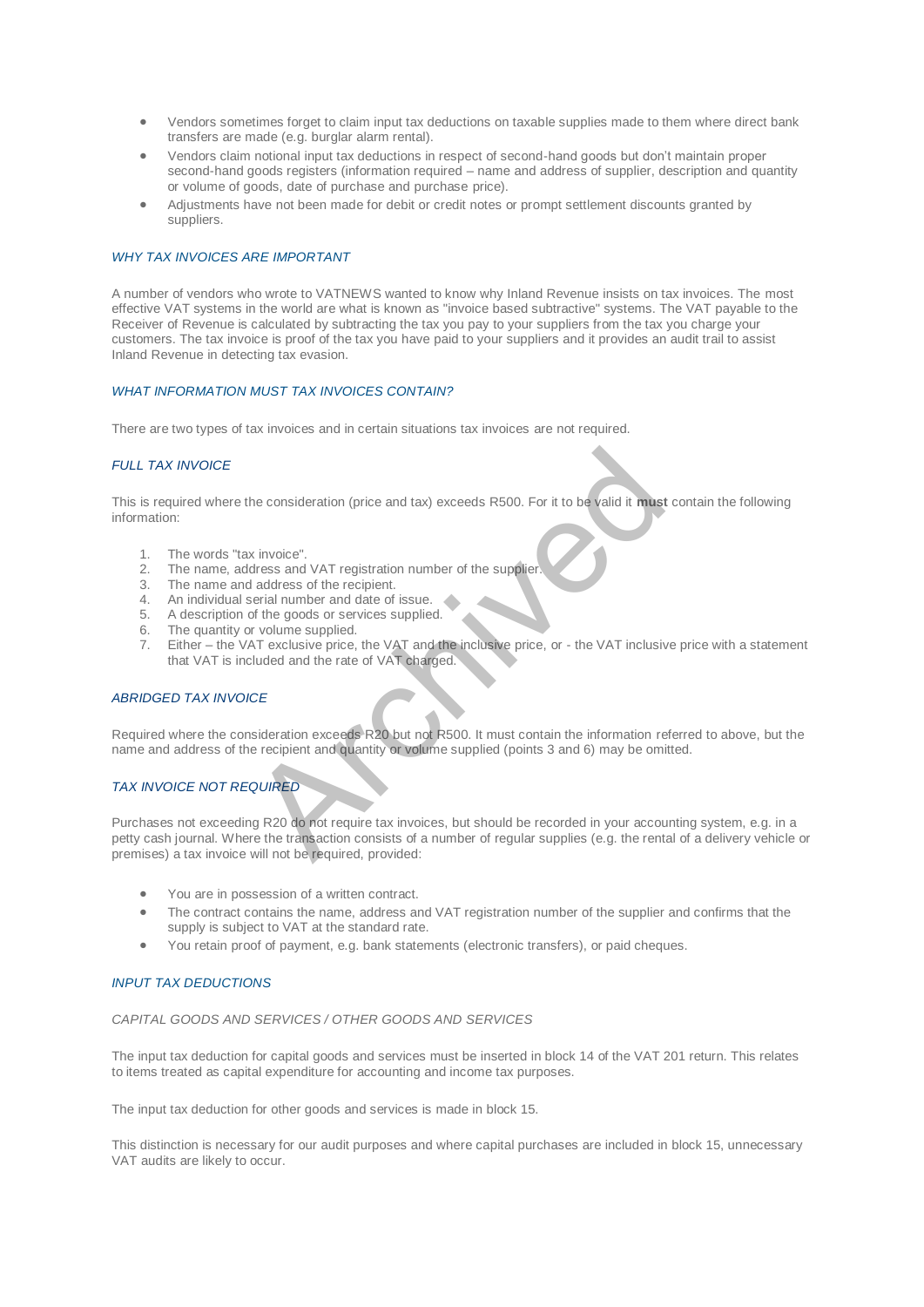- Vendors sometimes forget to claim input tax deductions on taxable supplies made to them where direct bank transfers are made (e.g. burglar alarm rental).
- Vendors claim notional input tax deductions in respect of second-hand goods but don't maintain proper second-hand goods registers (information required – name and address of supplier, description and quantity or volume of goods, date of purchase and purchase price).
- Adjustments have not been made for debit or credit notes or prompt settlement discounts granted by suppliers.

## *WHY TAX INVOICES ARE IMPORTANT*

A number of vendors who wrote to VATNEWS wanted to know why Inland Revenue insists on tax invoices. The most effective VAT systems in the world are what is known as "invoice based subtractive" systems. The VAT payable to the Receiver of Revenue is calculated by subtracting the tax you pay to your suppliers from the tax you charge your customers. The tax invoice is proof of the tax you have paid to your suppliers and it provides an audit trail to assist Inland Revenue in detecting tax evasion.

## *WHAT INFORMATION MUST TAX INVOICES CONTAIN?*

There are two types of tax invoices and in certain situations tax invoices are not required.

### *FULL TAX INVOICE*

This is required where the consideration (price and tax) exceeds R500. For it to be valid it **must** contain the following information:

1. The words "tax invoice".
2. The name, address and VAT registration number of the supplier.
3. The name and address of the recipient.
4. An individual serial number and date of issue.
5. A description of the goods or services supplied.
6. The quantity or volume supplied.
7. Either – the VAT exclusive price, the VAT and the inclusive price, or - the VAT inclusive price with a statement that VAT is included and the rate of VAT charged.

### *ABRIDGED TAX INVOICE*

Required where the consideration exceeds R20 but not R500. It must contain the information referred to above, but the name and address of the recipient and quantity or volume supplied (points 3 and 6) may be omitted.

### *TAX INVOICE NOT REQUIRED*

Purchases not exceeding R20 do not require tax invoices, but should be recorded in your accounting system, e.g. in a petty cash journal. Where the transaction consists of a number of regular supplies (e.g. the rental of a delivery vehicle or premises) a tax invoice will not be required, provided:

- You are in possession of a written contract.
- The contract contains the name, address and VAT registration number of the supplier and confirms that the supply is subject to VAT at the standard rate.
- You retain proof of payment, e.g. bank statements (electronic transfers), or paid cheques.

## *INPUT TAX DEDUCTIONS*

### *CAPITAL GOODS AND SERVICES / OTHER GOODS AND SERVICES*

The input tax deduction for capital goods and services must be inserted in block 14 of the VAT 201 return. This relates to items treated as capital expenditure for accounting and income tax purposes.

The input tax deduction for other goods and services is made in block 15.

This distinction is necessary for our audit purposes and where capital purchases are included in block 15, unnecessary VAT audits are likely to occur.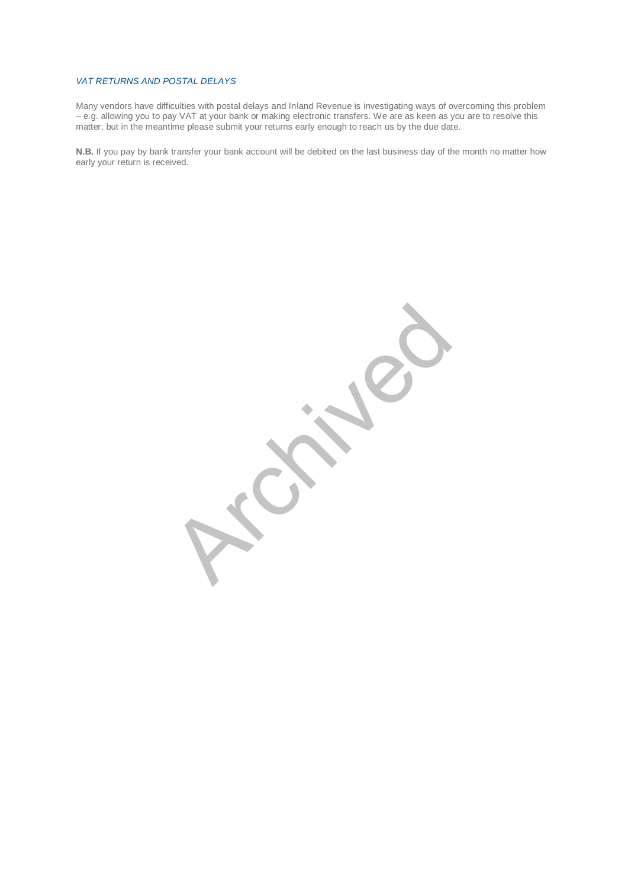### *VAT RETURNS AND POSTAL DELAYS*

Many vendors have difficulties with postal delays and Inland Revenue is investigating ways of overcoming this problem – e.g. allowing you to pay VAT at your bank or making electronic transfers. We are as keen as you are to resolve this matter, but in the meantime please submit your returns early enough to reach us by the due date.

**N.B.** If you pay by bank transfer your bank account will be debited on the last business day of the month no matter how early your return is received.